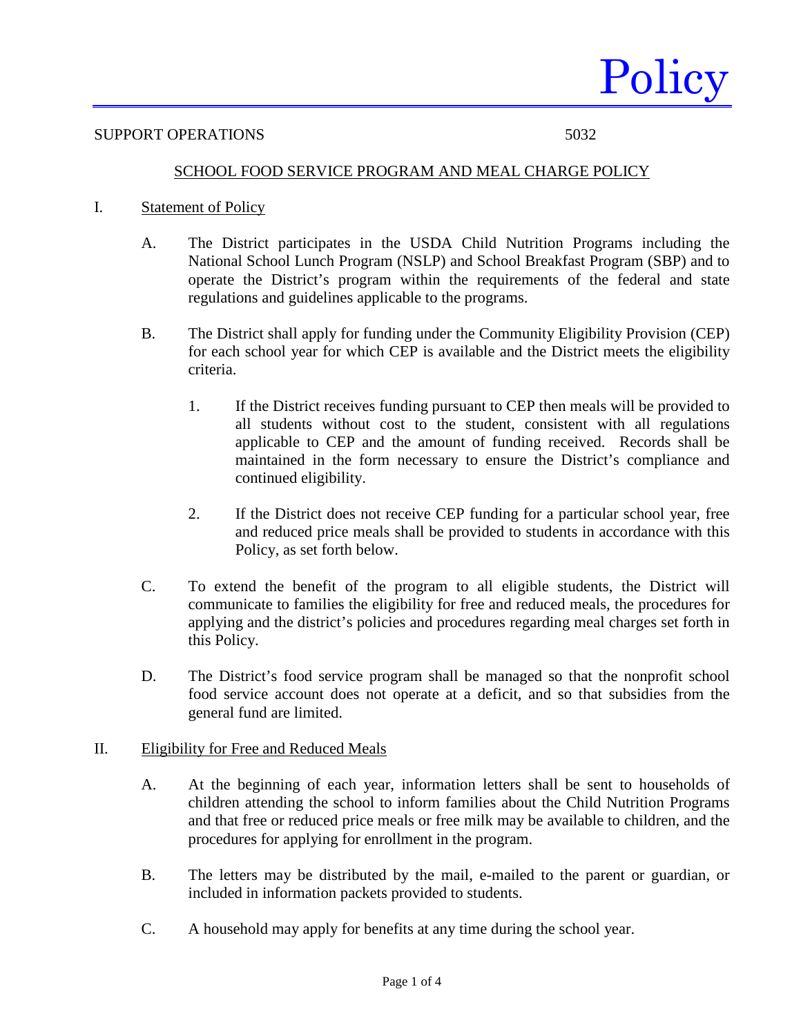# Policy

SUPPORT OPERATIONS 5032

## SCHOOL FOOD SERVICE PROGRAM AND MEAL CHARGE POLICY

I. Statement of Policy

A. The District participates in the USDA Child Nutrition Programs including the National School Lunch Program (NSLP) and School Breakfast Program (SBP) and to operate the District's program within the requirements of the federal and state regulations and guidelines applicable to the programs.

B. The District shall apply for funding under the Community Eligibility Provision (CEP) for each school year for which CEP is available and the District meets the eligibility criteria.

1. If the District receives funding pursuant to CEP then meals will be provided to all students without cost to the student, consistent with all regulations applicable to CEP and the amount of funding received. Records shall be maintained in the form necessary to ensure the District's compliance and continued eligibility.

2. If the District does not receive CEP funding for a particular school year, free and reduced price meals shall be provided to students in accordance with this Policy, as set forth below.

C. To extend the benefit of the program to all eligible students, the District will communicate to families the eligibility for free and reduced meals, the procedures for applying and the district's policies and procedures regarding meal charges set forth in this Policy.

D. The District's food service program shall be managed so that the nonprofit school food service account does not operate at a deficit, and so that subsidies from the general fund are limited.

II. Eligibility for Free and Reduced Meals

A. At the beginning of each year, information letters shall be sent to households of children attending the school to inform families about the Child Nutrition Programs and that free or reduced price meals or free milk may be available to children, and the procedures for applying for enrollment in the program.

B. The letters may be distributed by the mail, e-mailed to the parent or guardian, or included in information packets provided to students.

C. A household may apply for benefits at any time during the school year.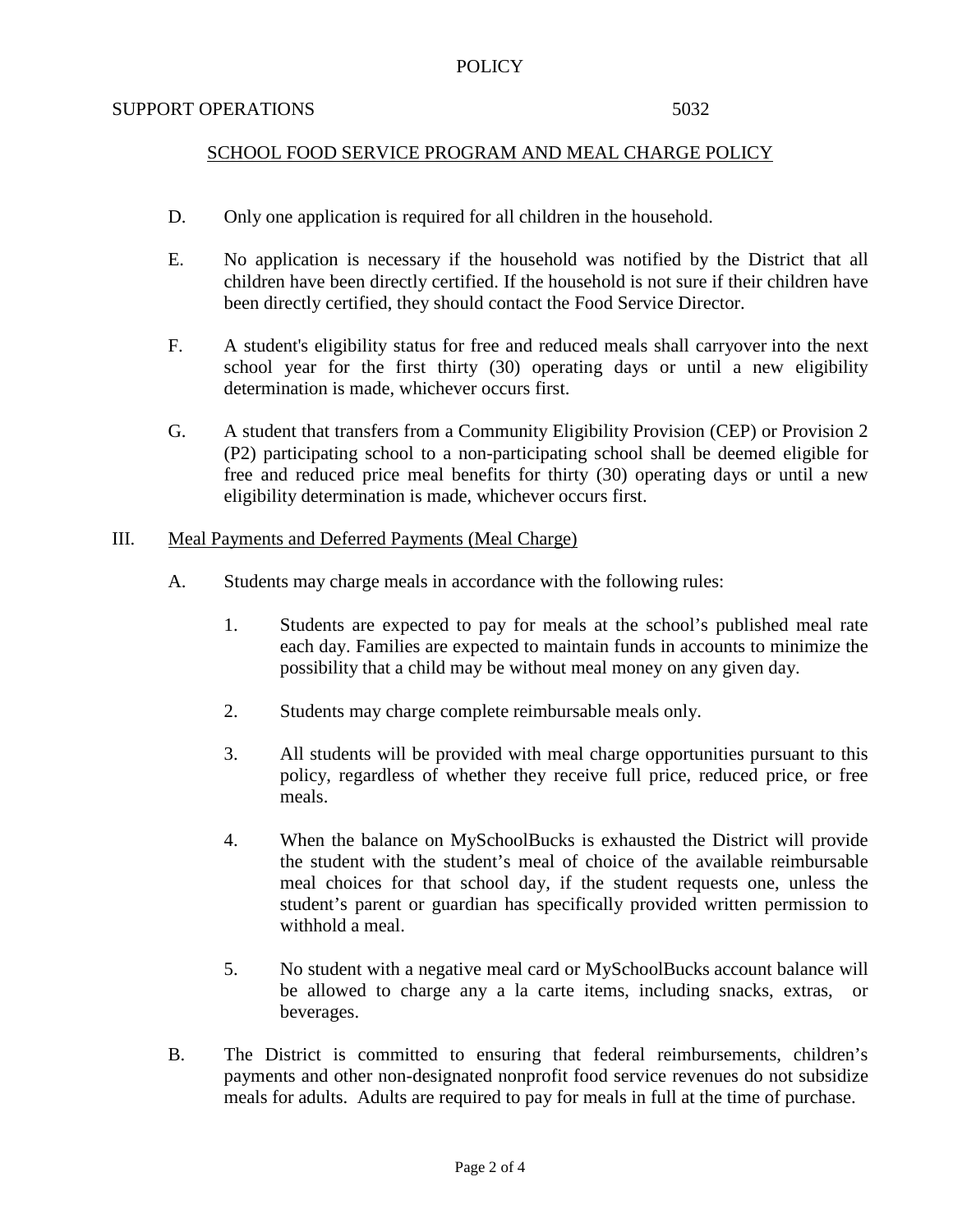D. Only one application is required for all children in the household.

E. No application is necessary if the household was notified by the District that all children have been directly certified. If the household is not sure if their children have been directly certified, they should contact the Food Service Director.

F. A student's eligibility status for free and reduced meals shall carryover into the next school year for the first thirty (30) operating days or until a new eligibility determination is made, whichever occurs first.

G. A student that transfers from a Community Eligibility Provision (CEP) or Provision 2 (P2) participating school to a non-participating school shall be deemed eligible for free and reduced price meal benefits for thirty (30) operating days or until a new eligibility determination is made, whichever occurs first.

## III. Meal Payments and Deferred Payments (Meal Charge)

A. Students may charge meals in accordance with the following rules:

1. Students are expected to pay for meals at the school's published meal rate each day. Families are expected to maintain funds in accounts to minimize the possibility that a child may be without meal money on any given day.

2. Students may charge complete reimbursable meals only.

3. All students will be provided with meal charge opportunities pursuant to this policy, regardless of whether they receive full price, reduced price, or free meals.

4. When the balance on MySchoolBucks is exhausted the District will provide the student with the student's meal of choice of the available reimbursable meal choices for that school day, if the student requests one, unless the student's parent or guardian has specifically provided written permission to withhold a meal.

5. No student with a negative meal card or MySchoolBucks account balance will be allowed to charge any a la carte items, including snacks, extras, or beverages.

B. The District is committed to ensuring that federal reimbursements, children's payments and other non-designated nonprofit food service revenues do not subsidize meals for adults. Adults are required to pay for meals in full at the time of purchase.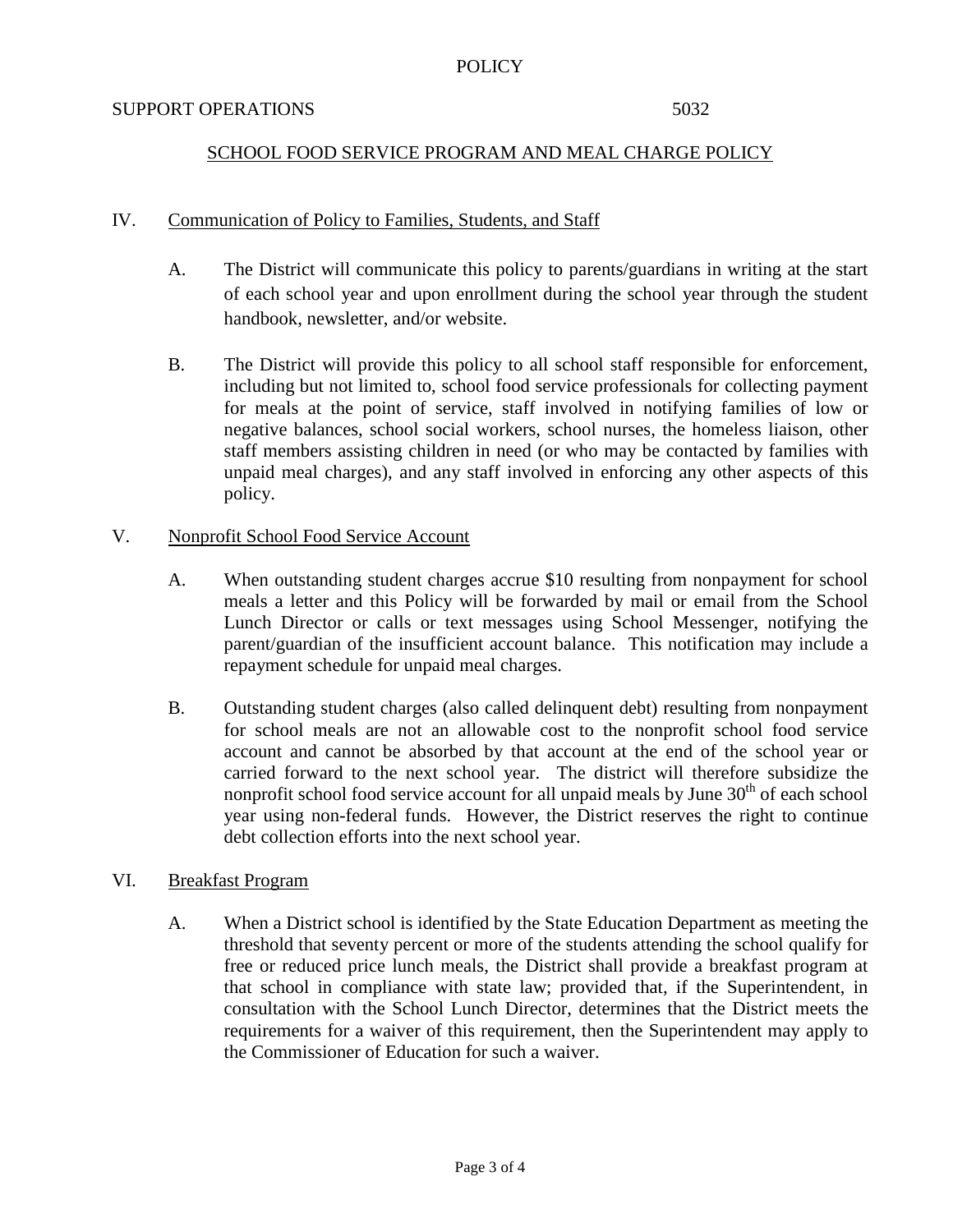POLICY

SUPPORT OPERATIONS 5032

SCHOOL FOOD SERVICE PROGRAM AND MEAL CHARGE POLICY

## IV. Communication of Policy to Families, Students, and Staff

A. The District will communicate this policy to parents/guardians in writing at the start of each school year and upon enrollment during the school year through the student handbook, newsletter, and/or website.

B. The District will provide this policy to all school staff responsible for enforcement, including but not limited to, school food service professionals for collecting payment for meals at the point of service, staff involved in notifying families of low or negative balances, school social workers, school nurses, the homeless liaison, other staff members assisting children in need (or who may be contacted by families with unpaid meal charges), and any staff involved in enforcing any other aspects of this policy.

## V. Nonprofit School Food Service Account

A. When outstanding student charges accrue $10 resulting from nonpayment for school meals a letter and this Policy will be forwarded by mail or email from the School Lunch Director or calls or text messages using School Messenger, notifying the parent/guardian of the insufficient account balance. This notification may include a repayment schedule for unpaid meal charges.

B. Outstanding student charges (also called delinquent debt) resulting from nonpayment for school meals are not an allowable cost to the nonprofit school food service account and cannot be absorbed by that account at the end of the school year or carried forward to the next school year. The district will therefore subsidize the nonprofit school food service account for all unpaid meals by June 30th of each school year using non-federal funds. However, the District reserves the right to continue debt collection efforts into the next school year.

## VI. Breakfast Program

A. When a District school is identified by the State Education Department as meeting the threshold that seventy percent or more of the students attending the school qualify for free or reduced price lunch meals, the District shall provide a breakfast program at that school in compliance with state law; provided that, if the Superintendent, in consultation with the School Lunch Director, determines that the District meets the requirements for a waiver of this requirement, then the Superintendent may apply to the Commissioner of Education for such a waiver.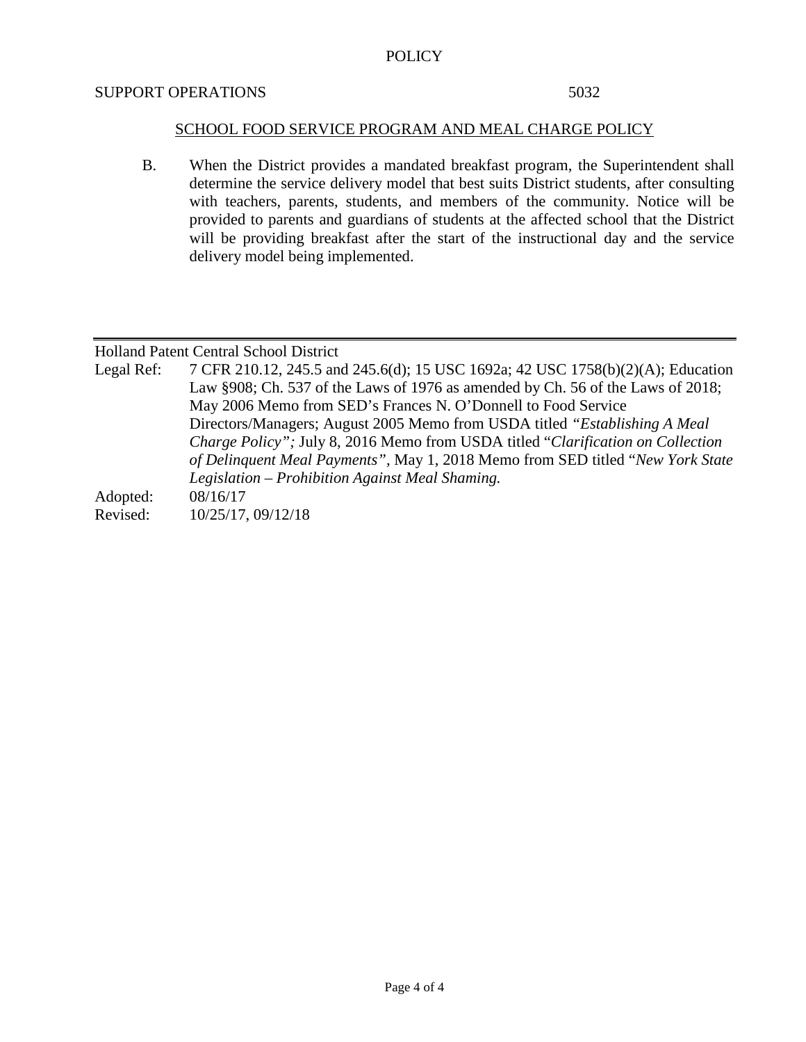B. When the District provides a mandated breakfast program, the Superintendent shall determine the service delivery model that best suits District students, after consulting with teachers, parents, students, and members of the community. Notice will be provided to parents and guardians of students at the affected school that the District will be providing breakfast after the start of the instructional day and the service delivery model being implemented.

---

Holland Patent Central School District

Legal Ref: 7 CFR 210.12, 245.5 and 245.6(d); 15 USC 1692a; 42 USC 1758(b)(2)(A); Education Law §908; Ch. 537 of the Laws of 1976 as amended by Ch. 56 of the Laws of 2018; May 2006 Memo from SED's Frances N. O'Donnell to Food Service Directors/Managers; August 2005 Memo from USDA titled *"Establishing A Meal Charge Policy";* July 8, 2016 Memo from USDA titled "*Clarification on Collection of Delinquent Meal Payments"*, May 1, 2018 Memo from SED titled "*New York State Legislation – Prohibition Against Meal Shaming.*

Adopted: 08/16/17

Revised: 10/25/17, 09/12/18